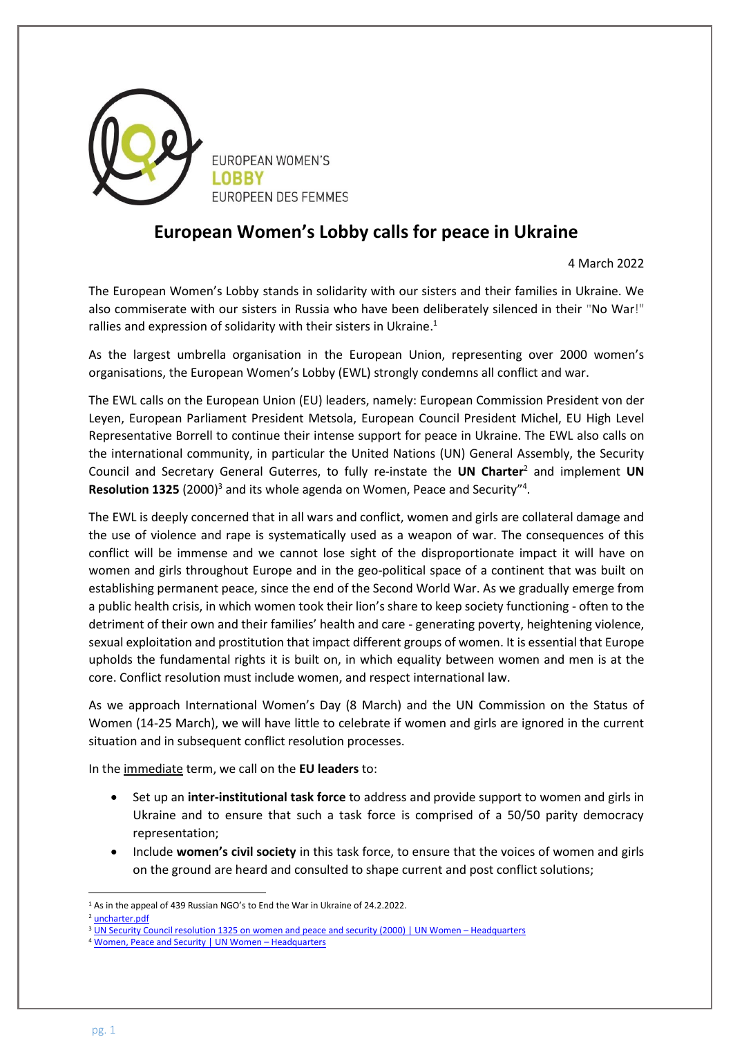EUROPEAN WOMEN'S
**LOBBY**
EUROPEEN DES FEMMES

# European Women's Lobby calls for peace in Ukraine

4 March 2022

The European Women's Lobby stands in solidarity with our sisters and their families in Ukraine. We also commiserate with our sisters in Russia who have been deliberately silenced in their "No War!" rallies and expression of solidarity with their sisters in Ukraine.[1]

As the largest umbrella organisation in the European Union, representing over 2000 women's organisations, the European Women's Lobby (EWL) strongly condemns all conflict and war.

The EWL calls on the European Union (EU) leaders, namely: European Commission President von der Leyen, European Parliament President Metsola, European Council President Michel, EU High Level Representative Borrell to continue their intense support for peace in Ukraine. The EWL also calls on the international community, in particular the United Nations (UN) General Assembly, the Security Council and Secretary General Guterres, to fully re-instate the **UN Charter**[2] and implement **UN Resolution 1325** (2000)[3] and its whole agenda on Women, Peace and Security"[4].

The EWL is deeply concerned that in all wars and conflict, women and girls are collateral damage and the use of violence and rape is systematically used as a weapon of war. The consequences of this conflict will be immense and we cannot lose sight of the disproportionate impact it will have on women and girls throughout Europe and in the geo-political space of a continent that was built on establishing permanent peace, since the end of the Second World War. As we gradually emerge from a public health crisis, in which women took their lion's share to keep society functioning - often to the detriment of their own and their families' health and care - generating poverty, heightening violence, sexual exploitation and prostitution that impact different groups of women. It is essential that Europe upholds the fundamental rights it is built on, in which equality between women and men is at the core. Conflict resolution must include women, and respect international law.

As we approach International Women's Day (8 March) and the UN Commission on the Status of Women (14-25 March), we will have little to celebrate if women and girls are ignored in the current situation and in subsequent conflict resolution processes.

In the immediate term, we call on the **EU leaders** to:

- Set up an **inter-institutional task force** to address and provide support to women and girls in Ukraine and to ensure that such a task force is comprised of a 50/50 parity democracy representation;
- Include **women's civil society** in this task force, to ensure that the voices of women and girls on the ground are heard and consulted to shape current and post conflict solutions;

---

[1] As in the appeal of 439 Russian NGO's to End the War in Ukraine of 24.2.2022.
[2] uncharter.pdf
[3] UN Security Council resolution 1325 on women and peace and security (2000) | UN Women – Headquarters
[4] Women, Peace and Security | UN Women – Headquarters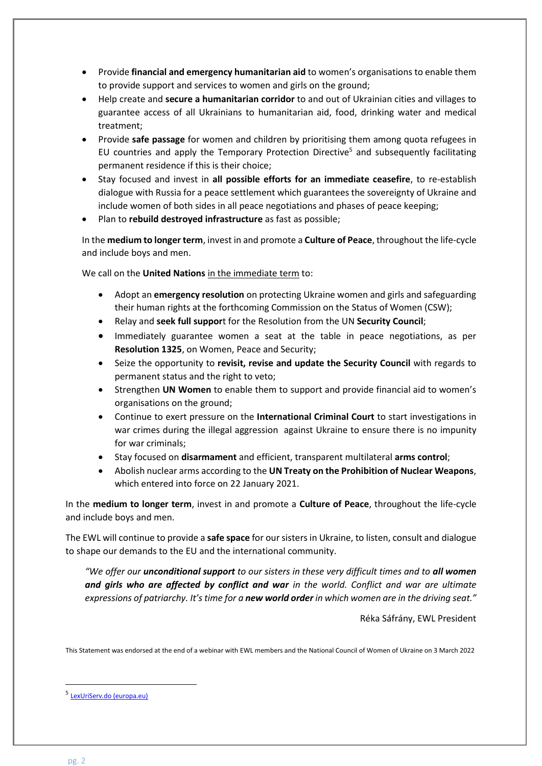- Provide **financial and emergency humanitarian aid** to women's organisations to enable them to provide support and services to women and girls on the ground;
- Help create and **secure a humanitarian corridor** to and out of Ukrainian cities and villages to guarantee access of all Ukrainians to humanitarian aid, food, drinking water and medical treatment;
- Provide **safe passage** for women and children by prioritising them among quota refugees in EU countries and apply the Temporary Protection Directive[5] and subsequently facilitating permanent residence if this is their choice;
- Stay focused and invest in **all possible efforts for an immediate ceasefire**, to re-establish dialogue with Russia for a peace settlement which guarantees the sovereignty of Ukraine and include women of both sides in all peace negotiations and phases of peace keeping;
- Plan to **rebuild destroyed infrastructure** as fast as possible;

In the **medium to longer term**, invest in and promote a **Culture of Peace**, throughout the life-cycle and include boys and men.

We call on the **United Nations** in the immediate term to:

- Adopt an **emergency resolution** on protecting Ukraine women and girls and safeguarding their human rights at the forthcoming Commission on the Status of Women (CSW);
- Relay and **seek full suppor**t for the Resolution from the UN **Security Council**;
- Immediately guarantee women a seat at the table in peace negotiations, as per **Resolution 1325**, on Women, Peace and Security;
- Seize the opportunity to **revisit, revise and update the Security Council** with regards to permanent status and the right to veto;
- Strengthen **UN Women** to enable them to support and provide financial aid to women's organisations on the ground;
- Continue to exert pressure on the **International Criminal Court** to start investigations in war crimes during the illegal aggression against Ukraine to ensure there is no impunity for war criminals;
- Stay focused on **disarmament** and efficient, transparent multilateral **arms control**;
- Abolish nuclear arms according to the **UN Treaty on the Prohibition of Nuclear Weapons**, which entered into force on 22 January 2021.

In the **medium to longer term**, invest in and promote a **Culture of Peace**, throughout the life-cycle and include boys and men.

The EWL will continue to provide a **safe space** for our sisters in Ukraine, to listen, consult and dialogue to shape our demands to the EU and the international community.

> *"We offer our **unconditional support** to our sisters in these very difficult times and to **all women and girls who are affected by conflict and war** in the world. Conflict and war are ultimate expressions of patriarchy. It's time for a **new world order** in which women are in the driving seat."*

Réka Sáfrány, EWL President

This Statement was endorsed at the end of a webinar with EWL members and the National Council of Women of Ukraine on 3 March 2022

---

[5] LexUriServ.do (europa.eu)